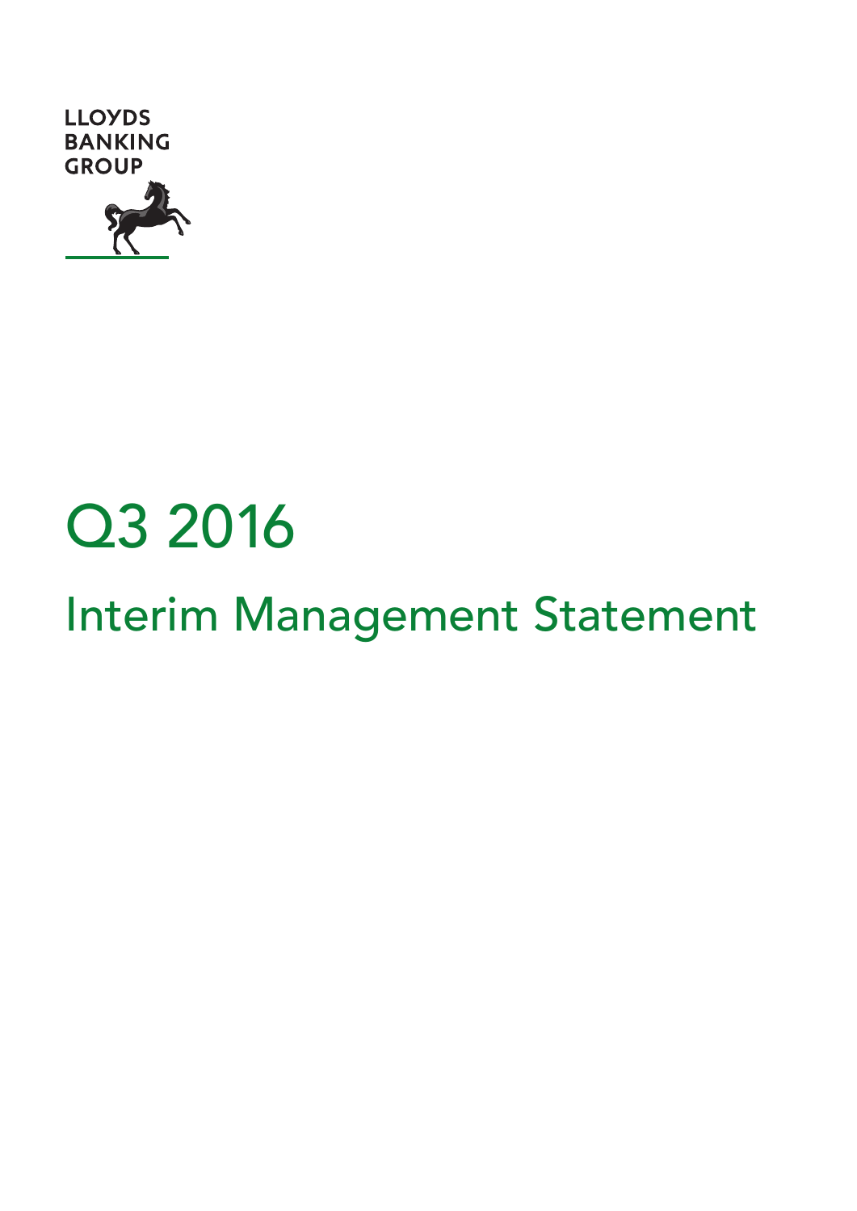LLOYDS BANKING GROUP

# Q3 2016

## Interim Management Statement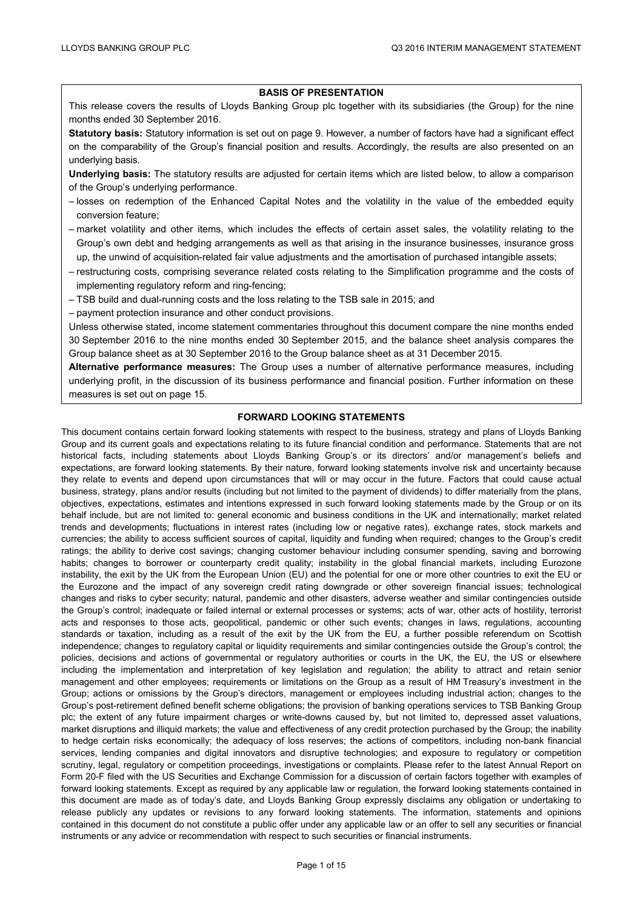## BASIS OF PRESENTATION

This release covers the results of Lloyds Banking Group plc together with its subsidiaries (the Group) for the nine months ended 30 September 2016.

**Statutory basis:** Statutory information is set out on page 9. However, a number of factors have had a significant effect on the comparability of the Group's financial position and results. Accordingly, the results are also presented on an underlying basis.

**Underlying basis:** The statutory results are adjusted for certain items which are listed below, to allow a comparison of the Group's underlying performance.

- losses on redemption of the Enhanced Capital Notes and the volatility in the value of the embedded equity conversion feature;
- market volatility and other items, which includes the effects of certain asset sales, the volatility relating to the Group's own debt and hedging arrangements as well as that arising in the insurance businesses, insurance gross up, the unwind of acquisition-related fair value adjustments and the amortisation of purchased intangible assets;
- restructuring costs, comprising severance related costs relating to the Simplification programme and the costs of implementing regulatory reform and ring-fencing;
- TSB build and dual-running costs and the loss relating to the TSB sale in 2015; and
- payment protection insurance and other conduct provisions.

Unless otherwise stated, income statement commentaries throughout this document compare the nine months ended 30 September 2016 to the nine months ended 30 September 2015, and the balance sheet analysis compares the Group balance sheet as at 30 September 2016 to the Group balance sheet as at 31 December 2015.

**Alternative performance measures:** The Group uses a number of alternative performance measures, including underlying profit, in the discussion of its business performance and financial position. Further information on these measures is set out on page 15.

## FORWARD LOOKING STATEMENTS

This document contains certain forward looking statements with respect to the business, strategy and plans of Lloyds Banking Group and its current goals and expectations relating to its future financial condition and performance. Statements that are not historical facts, including statements about Lloyds Banking Group's or its directors' and/or management's beliefs and expectations, are forward looking statements. By their nature, forward looking statements involve risk and uncertainty because they relate to events and depend upon circumstances that will or may occur in the future. Factors that could cause actual business, strategy, plans and/or results (including but not limited to the payment of dividends) to differ materially from the plans, objectives, expectations, estimates and intentions expressed in such forward looking statements made by the Group or on its behalf include, but are not limited to: general economic and business conditions in the UK and internationally; market related trends and developments; fluctuations in interest rates (including low or negative rates), exchange rates, stock markets and currencies; the ability to access sufficient sources of capital, liquidity and funding when required; changes to the Group's credit ratings; the ability to derive cost savings; changing customer behaviour including consumer spending, saving and borrowing habits; changes to borrower or counterparty credit quality; instability in the global financial markets, including Eurozone instability, the exit by the UK from the European Union (EU) and the potential for one or more other countries to exit the EU or the Eurozone and the impact of any sovereign credit rating downgrade or other sovereign financial issues; technological changes and risks to cyber security; natural, pandemic and other disasters, adverse weather and similar contingencies outside the Group's control; inadequate or failed internal or external processes or systems; acts of war, other acts of hostility, terrorist acts and responses to those acts, geopolitical, pandemic or other such events; changes in laws, regulations, accounting standards or taxation, including as a result of the exit by the UK from the EU, a further possible referendum on Scottish independence; changes to regulatory capital or liquidity requirements and similar contingencies outside the Group's control; the policies, decisions and actions of governmental or regulatory authorities or courts in the UK, the EU, the US or elsewhere including the implementation and interpretation of key legislation and regulation; the ability to attract and retain senior management and other employees; requirements or limitations on the Group as a result of HM Treasury's investment in the Group; actions or omissions by the Group's directors, management or employees including industrial action; changes to the Group's post-retirement defined benefit scheme obligations; the provision of banking operations services to TSB Banking Group plc; the extent of any future impairment charges or write-downs caused by, but not limited to, depressed asset valuations, market disruptions and illiquid markets; the value and effectiveness of any credit protection purchased by the Group; the inability to hedge certain risks economically; the adequacy of loss reserves; the actions of competitors, including non-bank financial services, lending companies and digital innovators and disruptive technologies; and exposure to regulatory or competition scrutiny, legal, regulatory or competition proceedings, investigations or complaints. Please refer to the latest Annual Report on Form 20-F filed with the US Securities and Exchange Commission for a discussion of certain factors together with examples of forward looking statements. Except as required by any applicable law or regulation, the forward looking statements contained in this document are made as of today's date, and Lloyds Banking Group expressly disclaims any obligation or undertaking to release publicly any updates or revisions to any forward looking statements. The information, statements and opinions contained in this document do not constitute a public offer under any applicable law or an offer to sell any securities or financial instruments or any advice or recommendation with respect to such securities or financial instruments.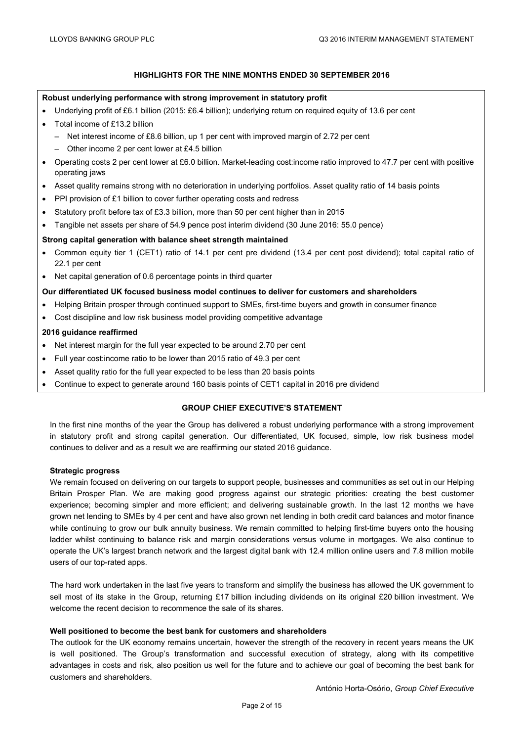## HIGHLIGHTS FOR THE NINE MONTHS ENDED 30 SEPTEMBER 2016

**Robust underlying performance with strong improvement in statutory profit**

- Underlying profit of £6.1 billion (2015: £6.4 billion); underlying return on required equity of 13.6 per cent
- Total income of £13.2 billion
  - Net interest income of £8.6 billion, up 1 per cent with improved margin of 2.72 per cent
  - Other income 2 per cent lower at £4.5 billion
- Operating costs 2 per cent lower at £6.0 billion. Market-leading cost:income ratio improved to 47.7 per cent with positive operating jaws
- Asset quality remains strong with no deterioration in underlying portfolios. Asset quality ratio of 14 basis points
- PPI provision of £1 billion to cover further operating costs and redress
- Statutory profit before tax of £3.3 billion, more than 50 per cent higher than in 2015
- Tangible net assets per share of 54.9 pence post interim dividend (30 June 2016: 55.0 pence)

**Strong capital generation with balance sheet strength maintained**

- Common equity tier 1 (CET1) ratio of 14.1 per cent pre dividend (13.4 per cent post dividend); total capital ratio of 22.1 per cent
- Net capital generation of 0.6 percentage points in third quarter

**Our differentiated UK focused business model continues to deliver for customers and shareholders**

- Helping Britain prosper through continued support to SMEs, first-time buyers and growth in consumer finance
- Cost discipline and low risk business model providing competitive advantage

**2016 guidance reaffirmed**

- Net interest margin for the full year expected to be around 2.70 per cent
- Full year cost:income ratio to be lower than 2015 ratio of 49.3 per cent
- Asset quality ratio for the full year expected to be less than 20 basis points
- Continue to expect to generate around 160 basis points of CET1 capital in 2016 pre dividend

## GROUP CHIEF EXECUTIVE'S STATEMENT

In the first nine months of the year the Group has delivered a robust underlying performance with a strong improvement in statutory profit and strong capital generation. Our differentiated, UK focused, simple, low risk business model continues to deliver and as a result we are reaffirming our stated 2016 guidance.

**Strategic progress**

We remain focused on delivering on our targets to support people, businesses and communities as set out in our Helping Britain Prosper Plan. We are making good progress against our strategic priorities: creating the best customer experience; becoming simpler and more efficient; and delivering sustainable growth. In the last 12 months we have grown net lending to SMEs by 4 per cent and have also grown net lending in both credit card balances and motor finance while continuing to grow our bulk annuity business. We remain committed to helping first-time buyers onto the housing ladder whilst continuing to balance risk and margin considerations versus volume in mortgages. We also continue to operate the UK's largest branch network and the largest digital bank with 12.4 million online users and 7.8 million mobile users of our top-rated apps.

The hard work undertaken in the last five years to transform and simplify the business has allowed the UK government to sell most of its stake in the Group, returning £17 billion including dividends on its original £20 billion investment. We welcome the recent decision to recommence the sale of its shares.

**Well positioned to become the best bank for customers and shareholders**

The outlook for the UK economy remains uncertain, however the strength of the recovery in recent years means the UK is well positioned. The Group's transformation and successful execution of strategy, along with its competitive advantages in costs and risk, also position us well for the future and to achieve our goal of becoming the best bank for customers and shareholders.

António Horta-Osório, *Group Chief Executive*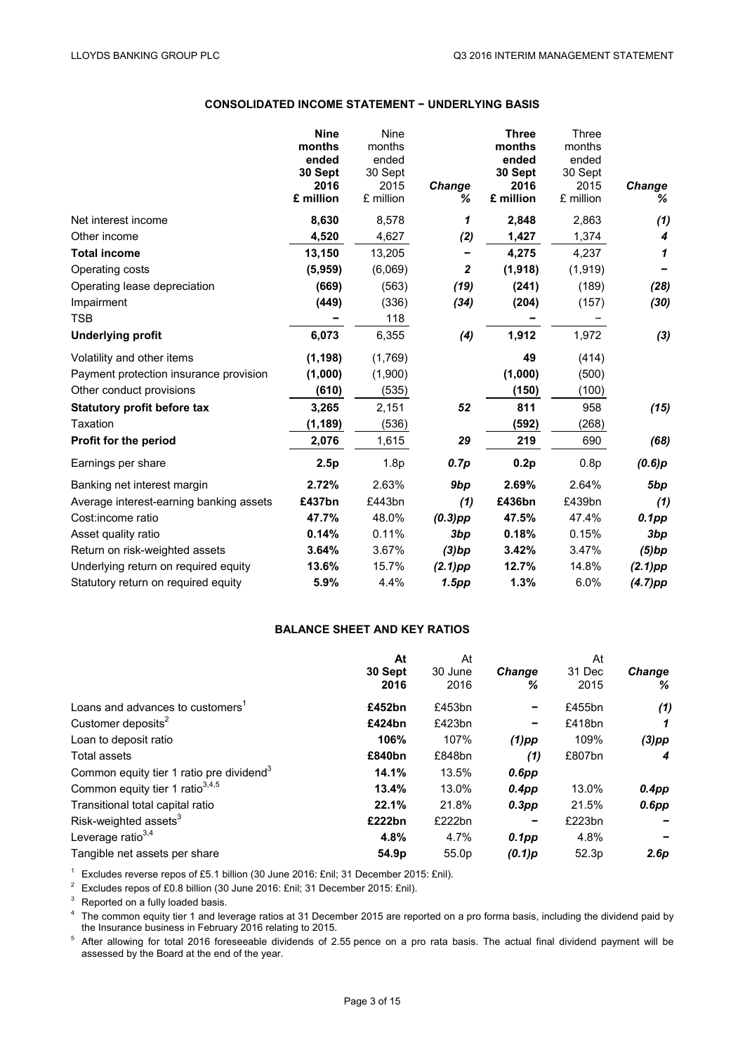## CONSOLIDATED INCOME STATEMENT − UNDERLYING BASIS

| | **Nine months ended 30 Sept 2016 £ million** | Nine months ended 30 Sept 2015 £ million | ***Change %*** | **Three months ended 30 Sept 2016 £ million** | Three months ended 30 Sept 2015 £ million | ***Change %*** |
|---|---|---|---|---|---|---|
| Net interest income | **8,630** | 8,578 | ***1*** | **2,848** | 2,863 | ***(1)*** |
| Other income | **4,520** | 4,627 | ***(2)*** | **1,427** | 1,374 | ***4*** |
| **Total income** | **13,150** | 13,205 | **−** | **4,275** | 4,237 | ***1*** |
| Operating costs | **(5,959)** | (6,069) | ***2*** | **(1,918)** | (1,919) | **−** |
| Operating lease depreciation | **(669)** | (563) | ***(19)*** | **(241)** | (189) | ***(28)*** |
| Impairment | **(449)** | (336) | ***(34)*** | **(204)** | (157) | ***(30)*** |
| TSB | **−** | 118 | | **−** | − | |
| **Underlying profit** | **6,073** | 6,355 | ***(4)*** | **1,912** | 1,972 | ***(3)*** |
| Volatility and other items | **(1,198)** | (1,769) | | **49** | (414) | |
| Payment protection insurance provision | **(1,000)** | (1,900) | | **(1,000)** | (500) | |
| Other conduct provisions | **(610)** | (535) | | **(150)** | (100) | |
| **Statutory profit before tax** | **3,265** | 2,151 | ***52*** | **811** | 958 | ***(15)*** |
| Taxation | **(1,189)** | (536) | | **(592)** | (268) | |
| **Profit for the period** | **2,076** | 1,615 | ***29*** | **219** | 690 | ***(68)*** |
| Earnings per share | **2.5p** | 1.8p | ***0.7p*** | **0.2p** | 0.8p | ***(0.6)p*** |
| Banking net interest margin | **2.72%** | 2.63% | ***9bp*** | **2.69%** | 2.64% | ***5bp*** |
| Average interest-earning banking assets | **£437bn** | £443bn | ***(1)*** | **£436bn** | £439bn | ***(1)*** |
| Cost:income ratio | **47.7%** | 48.0% | ***(0.3)pp*** | **47.5%** | 47.4% | ***0.1pp*** |
| Asset quality ratio | **0.14%** | 0.11% | ***3bp*** | **0.18%** | 0.15% | ***3bp*** |
| Return on risk-weighted assets | **3.64%** | 3.67% | ***(3)bp*** | **3.42%** | 3.47% | ***(5)bp*** |
| Underlying return on required equity | **13.6%** | 15.7% | ***(2.1)pp*** | **12.7%** | 14.8% | ***(2.1)pp*** |
| Statutory return on required equity | **5.9%** | 4.4% | ***1.5pp*** | **1.3%** | 6.0% | ***(4.7)pp*** |

## BALANCE SHEET AND KEY RATIOS

| | **At 30 Sept 2016** | At 30 June 2016 | ***Change %*** | At 31 Dec 2015 | ***Change %*** |
|---|---|---|---|---|---|
| Loans and advances to customers[1] | **£452bn** | £453bn | **−** | £455bn | ***(1)*** |
| Customer deposits[2] | **£424bn** | £423bn | **−** | £418bn | ***1*** |
| Loan to deposit ratio | **106%** | 107% | ***(1)pp*** | 109% | ***(3)pp*** |
| Total assets | **£840bn** | £848bn | ***(1)*** | £807bn | ***4*** |
| Common equity tier 1 ratio pre dividend[3] | **14.1%** | 13.5% | ***0.6pp*** | | |
| Common equity tier 1 ratio[3,4,5] | **13.4%** | 13.0% | ***0.4pp*** | 13.0% | ***0.4pp*** |
| Transitional total capital ratio | **22.1%** | 21.8% | ***0.3pp*** | 21.5% | ***0.6pp*** |
| Risk-weighted assets[3] | **£222bn** | £222bn | **−** | £223bn | **−** |
| Leverage ratio[3,4] | **4.8%** | 4.7% | ***0.1pp*** | 4.8% | **−** |
| Tangible net assets per share | **54.9p** | 55.0p | ***(0.1)p*** | 52.3p | ***2.6p*** |

[1] Excludes reverse repos of £5.1 billion (30 June 2016: £nil; 31 December 2015: £nil).

[2] Excludes repos of £0.8 billion (30 June 2016: £nil; 31 December 2015: £nil).

[3] Reported on a fully loaded basis.

[4] The common equity tier 1 and leverage ratios at 31 December 2015 are reported on a pro forma basis, including the dividend paid by the Insurance business in February 2016 relating to 2015.

[5] After allowing for total 2016 foreseeable dividends of 2.55 pence on a pro rata basis. The actual final dividend payment will be assessed by the Board at the end of the year.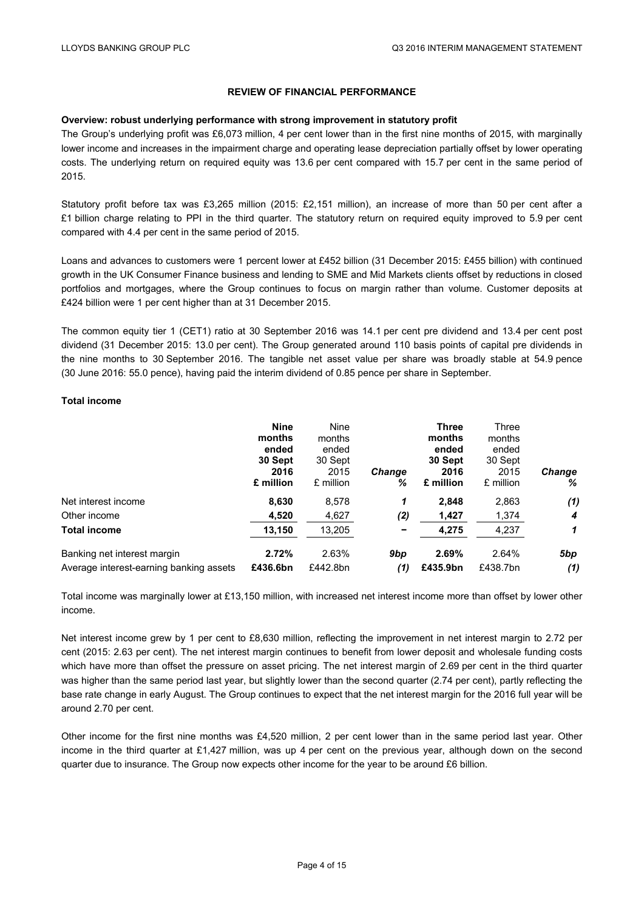## REVIEW OF FINANCIAL PERFORMANCE

**Overview: robust underlying performance with strong improvement in statutory profit**

The Group's underlying profit was £6,073 million, 4 per cent lower than in the first nine months of 2015, with marginally lower income and increases in the impairment charge and operating lease depreciation partially offset by lower operating costs. The underlying return on required equity was 13.6 per cent compared with 15.7 per cent in the same period of 2015.

Statutory profit before tax was £3,265 million (2015: £2,151 million), an increase of more than 50 per cent after a £1 billion charge relating to PPI in the third quarter. The statutory return on required equity improved to 5.9 per cent compared with 4.4 per cent in the same period of 2015.

Loans and advances to customers were 1 percent lower at £452 billion (31 December 2015: £455 billion) with continued growth in the UK Consumer Finance business and lending to SME and Mid Markets clients offset by reductions in closed portfolios and mortgages, where the Group continues to focus on margin rather than volume. Customer deposits at £424 billion were 1 per cent higher than at 31 December 2015.

The common equity tier 1 (CET1) ratio at 30 September 2016 was 14.1 per cent pre dividend and 13.4 per cent post dividend (31 December 2015: 13.0 per cent). The Group generated around 110 basis points of capital pre dividends in the nine months to 30 September 2016. The tangible net asset value per share was broadly stable at 54.9 pence (30 June 2016: 55.0 pence), having paid the interim dividend of 0.85 pence per share in September.

**Total income**

| | **Nine months ended 30 Sept 2016 £ million** | Nine months ended 30 Sept 2015 £ million | ***Change %*** | **Three months ended 30 Sept 2016 £ million** | Three months ended 30 Sept 2015 £ million | ***Change %*** |
|---|---|---|---|---|---|---|
| Net interest income | **8,630** | 8,578 | ***1*** | **2,848** | 2,863 | ***(1)*** |
| Other income | **4,520** | 4,627 | ***(2)*** | **1,427** | 1,374 | ***4*** |
| **Total income** | **13,150** | 13,205 | ***–*** | **4,275** | 4,237 | ***1*** |
| Banking net interest margin | **2.72%** | 2.63% | ***9bp*** | **2.69%** | 2.64% | ***5bp*** |
| Average interest-earning banking assets | **£436.6bn** | £442.8bn | ***(1)*** | **£435.9bn** | £438.7bn | ***(1)*** |

Total income was marginally lower at £13,150 million, with increased net interest income more than offset by lower other income.

Net interest income grew by 1 per cent to £8,630 million, reflecting the improvement in net interest margin to 2.72 per cent (2015: 2.63 per cent). The net interest margin continues to benefit from lower deposit and wholesale funding costs which have more than offset the pressure on asset pricing. The net interest margin of 2.69 per cent in the third quarter was higher than the same period last year, but slightly lower than the second quarter (2.74 per cent), partly reflecting the base rate change in early August. The Group continues to expect that the net interest margin for the 2016 full year will be around 2.70 per cent.

Other income for the first nine months was £4,520 million, 2 per cent lower than in the same period last year. Other income in the third quarter at £1,427 million, was up 4 per cent on the previous year, although down on the second quarter due to insurance. The Group now expects other income for the year to be around £6 billion.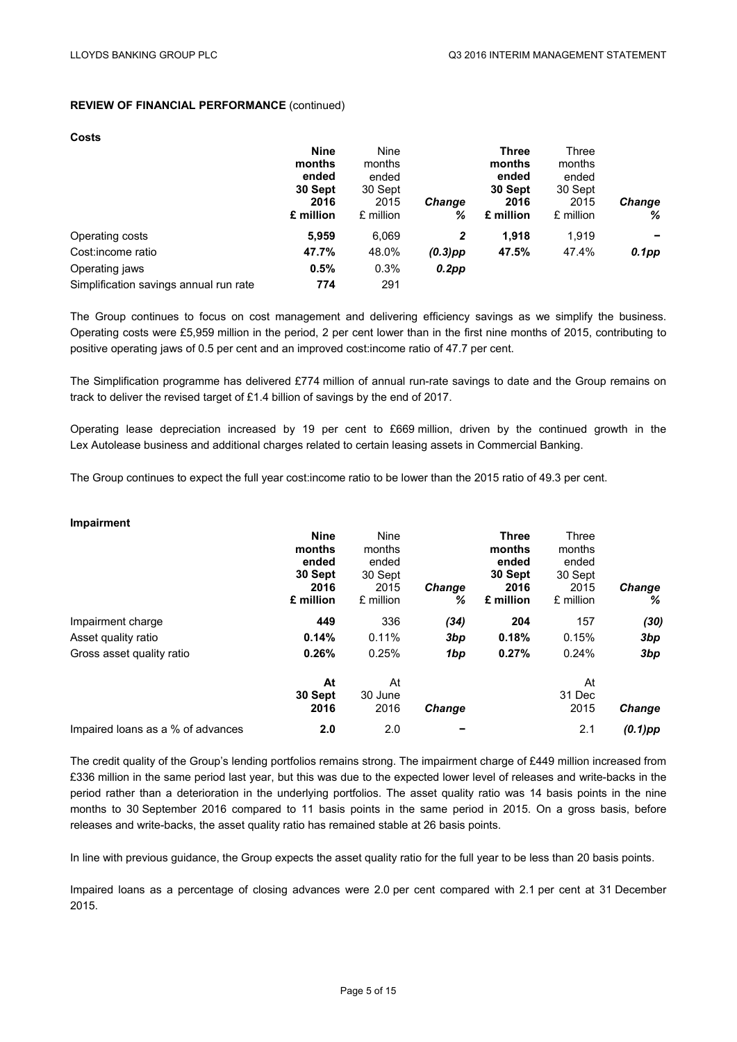## REVIEW OF FINANCIAL PERFORMANCE (continued)

### Costs

| | Nine months ended 30 Sept 2016 £ million | Nine months ended 30 Sept 2015 £ million | Change % | Three months ended 30 Sept 2016 £ million | Three months ended 30 Sept 2015 £ million | Change % |
|---|---|---|---|---|---|---|
| Operating costs | **5,959** | 6,069 | *2* | **1,918** | 1,919 | *–* |
| Cost:income ratio | **47.7%** | 48.0% | *(0.3)pp* | **47.5%** | 47.4% | *0.1pp* |
| Operating jaws | **0.5%** | 0.3% | *0.2pp* | | | |
| Simplification savings annual run rate | **774** | 291 | | | | |

The Group continues to focus on cost management and delivering efficiency savings as we simplify the business. Operating costs were £5,959 million in the period, 2 per cent lower than in the first nine months of 2015, contributing to positive operating jaws of 0.5 per cent and an improved cost:income ratio of 47.7 per cent.

The Simplification programme has delivered £774 million of annual run-rate savings to date and the Group remains on track to deliver the revised target of £1.4 billion of savings by the end of 2017.

Operating lease depreciation increased by 19 per cent to £669 million, driven by the continued growth in the Lex Autolease business and additional charges related to certain leasing assets in Commercial Banking.

The Group continues to expect the full year cost:income ratio to be lower than the 2015 ratio of 49.3 per cent.

### Impairment

| | Nine months ended 30 Sept 2016 £ million | Nine months ended 30 Sept 2015 £ million | Change % | Three months ended 30 Sept 2016 £ million | Three months ended 30 Sept 2015 £ million | Change % |
|---|---|---|---|---|---|---|
| Impairment charge | **449** | 336 | *(34)* | **204** | 157 | *(30)* |
| Asset quality ratio | **0.14%** | 0.11% | *3bp* | **0.18%** | 0.15% | *3bp* |
| Gross asset quality ratio | **0.26%** | 0.25% | *1bp* | **0.27%** | 0.24% | *3bp* |
| | **At 30 Sept 2016** | At 30 June 2016 | *Change* | | At 31 Dec 2015 | *Change* |
| Impaired loans as a % of advances | **2.0** | 2.0 | *–* | | 2.1 | *(0.1)pp* |

The credit quality of the Group's lending portfolios remains strong. The impairment charge of £449 million increased from £336 million in the same period last year, but this was due to the expected lower level of releases and write-backs in the period rather than a deterioration in the underlying portfolios. The asset quality ratio was 14 basis points in the nine months to 30 September 2016 compared to 11 basis points in the same period in 2015. On a gross basis, before releases and write-backs, the asset quality ratio has remained stable at 26 basis points.

In line with previous guidance, the Group expects the asset quality ratio for the full year to be less than 20 basis points.

Impaired loans as a percentage of closing advances were 2.0 per cent compared with 2.1 per cent at 31 December 2015.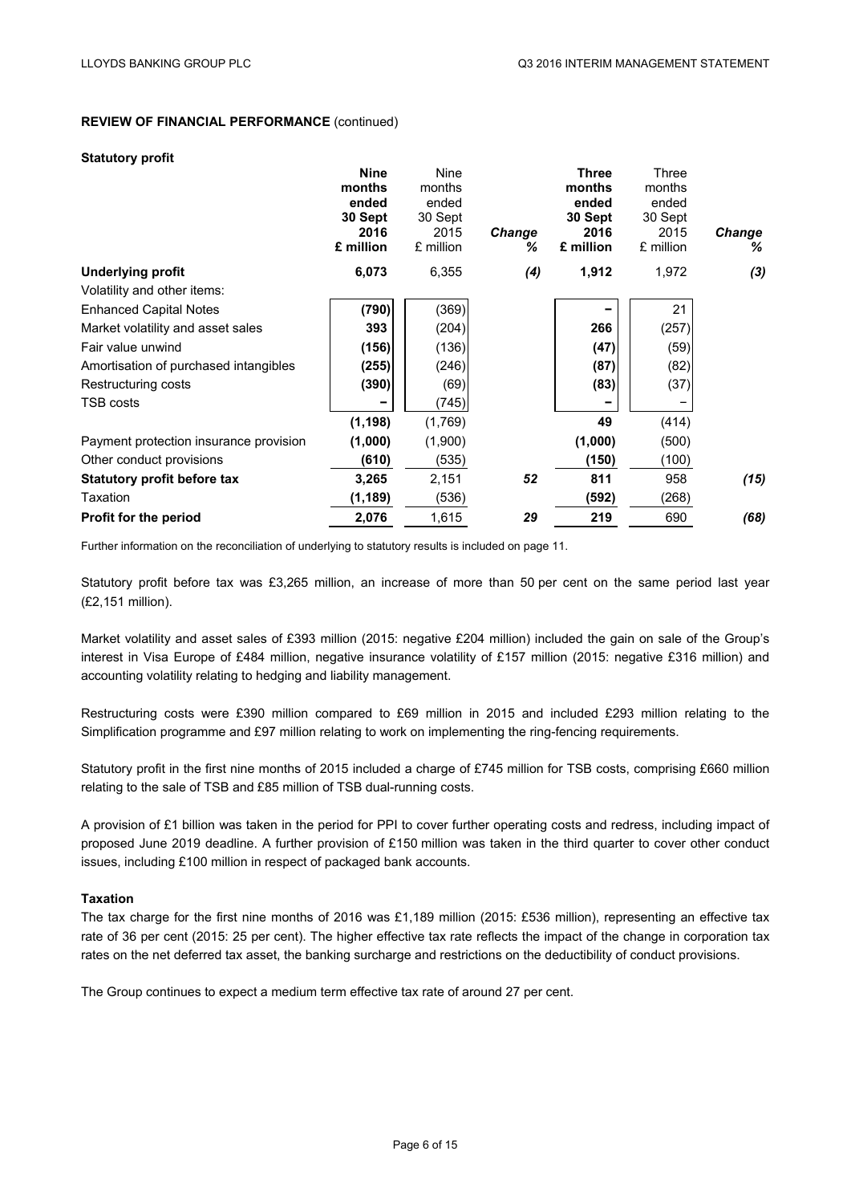**REVIEW OF FINANCIAL PERFORMANCE** (continued)

**Statutory profit**

| | **Nine months ended 30 Sept 2016 £ million** | Nine months ended 30 Sept 2015 £ million | ***Change %*** | **Three months ended 30 Sept 2016 £ million** | Three months ended 30 Sept 2015 £ million | ***Change %*** |
|---|---|---|---|---|---|---|
| **Underlying profit** | **6,073** | 6,355 | ***(4)*** | **1,912** | 1,972 | ***(3)*** |
| Volatility and other items: | | | | | | |
| Enhanced Capital Notes | **(790)** | (369) | | **–** | 21 | |
| Market volatility and asset sales | **393** | (204) | | **266** | (257) | |
| Fair value unwind | **(156)** | (136) | | **(47)** | (59) | |
| Amortisation of purchased intangibles | **(255)** | (246) | | **(87)** | (82) | |
| Restructuring costs | **(390)** | (69) | | **(83)** | (37) | |
| TSB costs | **–** | (745) | | **–** | – | |
| | **(1,198)** | (1,769) | | **49** | (414) | |
| Payment protection insurance provision | **(1,000)** | (1,900) | | **(1,000)** | (500) | |
| Other conduct provisions | **(610)** | (535) | | **(150)** | (100) | |
| **Statutory profit before tax** | **3,265** | 2,151 | ***52*** | **811** | 958 | ***(15)*** |
| Taxation | **(1,189)** | (536) | | **(592)** | (268) | |
| **Profit for the period** | **2,076** | 1,615 | ***29*** | **219** | 690 | ***(68)*** |

Further information on the reconciliation of underlying to statutory results is included on page 11.

Statutory profit before tax was £3,265 million, an increase of more than 50 per cent on the same period last year (£2,151 million).

Market volatility and asset sales of £393 million (2015: negative £204 million) included the gain on sale of the Group's interest in Visa Europe of £484 million, negative insurance volatility of £157 million (2015: negative £316 million) and accounting volatility relating to hedging and liability management.

Restructuring costs were £390 million compared to £69 million in 2015 and included £293 million relating to the Simplification programme and £97 million relating to work on implementing the ring-fencing requirements.

Statutory profit in the first nine months of 2015 included a charge of £745 million for TSB costs, comprising £660 million relating to the sale of TSB and £85 million of TSB dual-running costs.

A provision of £1 billion was taken in the period for PPI to cover further operating costs and redress, including impact of proposed June 2019 deadline. A further provision of £150 million was taken in the third quarter to cover other conduct issues, including £100 million in respect of packaged bank accounts.

**Taxation**

The tax charge for the first nine months of 2016 was £1,189 million (2015: £536 million), representing an effective tax rate of 36 per cent (2015: 25 per cent). The higher effective tax rate reflects the impact of the change in corporation tax rates on the net deferred tax asset, the banking surcharge and restrictions on the deductibility of conduct provisions.

The Group continues to expect a medium term effective tax rate of around 27 per cent.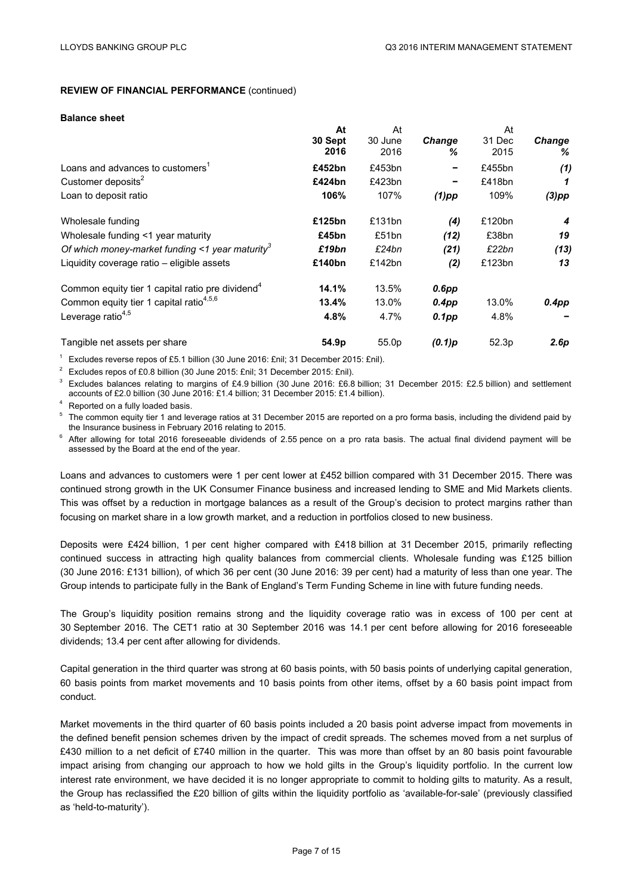**REVIEW OF FINANCIAL PERFORMANCE** (continued)

**Balance sheet**

| | At 30 Sept 2016 | At 30 June 2016 | Change % | At 31 Dec 2015 | Change % |
|---|---|---|---|---|---|
| Loans and advances to customers[1] | **£452bn** | £453bn | **–** | £455bn | ***(1)*** |
| Customer deposits[2] | **£424bn** | £423bn | **–** | £418bn | ***1*** |
| Loan to deposit ratio | **106%** | 107% | ***(1)pp*** | 109% | ***(3)pp*** |
| Wholesale funding | **£125bn** | £131bn | ***(4)*** | £120bn | ***4*** |
| Wholesale funding <1 year maturity | **£45bn** | £51bn | ***(12)*** | £38bn | ***19*** |
| *Of which money-market funding <1 year maturity*[3] | ***£19bn*** | *£24bn* | ***(21)*** | *£22bn* | ***(13)*** |
| Liquidity coverage ratio – eligible assets | **£140bn** | £142bn | ***(2)*** | £123bn | ***13*** |
| Common equity tier 1 capital ratio pre dividend[4] | **14.1%** | 13.5% | ***0.6pp*** | | |
| Common equity tier 1 capital ratio[4,5,6] | **13.4%** | 13.0% | ***0.4pp*** | 13.0% | ***0.4pp*** |
| Leverage ratio[4,5] | **4.8%** | 4.7% | ***0.1pp*** | 4.8% | **–** |
| Tangible net assets per share | **54.9p** | 55.0p | ***(0.1)p*** | 52.3p | ***2.6p*** |

[1] Excludes reverse repos of £5.1 billion (30 June 2016: £nil; 31 December 2015: £nil).

[2] Excludes repos of £0.8 billion (30 June 2015: £nil; 31 December 2015: £nil).

[3] Excludes balances relating to margins of £4.9 billion (30 June 2016: £6.8 billion; 31 December 2015: £2.5 billion) and settlement accounts of £2.0 billion (30 June 2016: £1.4 billion; 31 December 2015: £1.4 billion).

[4] Reported on a fully loaded basis.

[5] The common equity tier 1 and leverage ratios at 31 December 2015 are reported on a pro forma basis, including the dividend paid by the Insurance business in February 2016 relating to 2015.

[6] After allowing for total 2016 foreseeable dividends of 2.55 pence on a pro rata basis. The actual final dividend payment will be assessed by the Board at the end of the year.

Loans and advances to customers were 1 per cent lower at £452 billion compared with 31 December 2015. There was continued strong growth in the UK Consumer Finance business and increased lending to SME and Mid Markets clients. This was offset by a reduction in mortgage balances as a result of the Group's decision to protect margins rather than focusing on market share in a low growth market, and a reduction in portfolios closed to new business.

Deposits were £424 billion, 1 per cent higher compared with £418 billion at 31 December 2015, primarily reflecting continued success in attracting high quality balances from commercial clients. Wholesale funding was £125 billion (30 June 2016: £131 billion), of which 36 per cent (30 June 2016: 39 per cent) had a maturity of less than one year. The Group intends to participate fully in the Bank of England's Term Funding Scheme in line with future funding needs.

The Group's liquidity position remains strong and the liquidity coverage ratio was in excess of 100 per cent at 30 September 2016. The CET1 ratio at 30 September 2016 was 14.1 per cent before allowing for 2016 foreseeable dividends; 13.4 per cent after allowing for dividends.

Capital generation in the third quarter was strong at 60 basis points, with 50 basis points of underlying capital generation, 60 basis points from market movements and 10 basis points from other items, offset by a 60 basis point impact from conduct.

Market movements in the third quarter of 60 basis points included a 20 basis point adverse impact from movements in the defined benefit pension schemes driven by the impact of credit spreads. The schemes moved from a net surplus of £430 million to a net deficit of £740 million in the quarter. This was more than offset by an 80 basis point favourable impact arising from changing our approach to how we hold gilts in the Group's liquidity portfolio. In the current low interest rate environment, we have decided it is no longer appropriate to commit to holding gilts to maturity. As a result, the Group has reclassified the £20 billion of gilts within the liquidity portfolio as 'available-for-sale' (previously classified as 'held-to-maturity').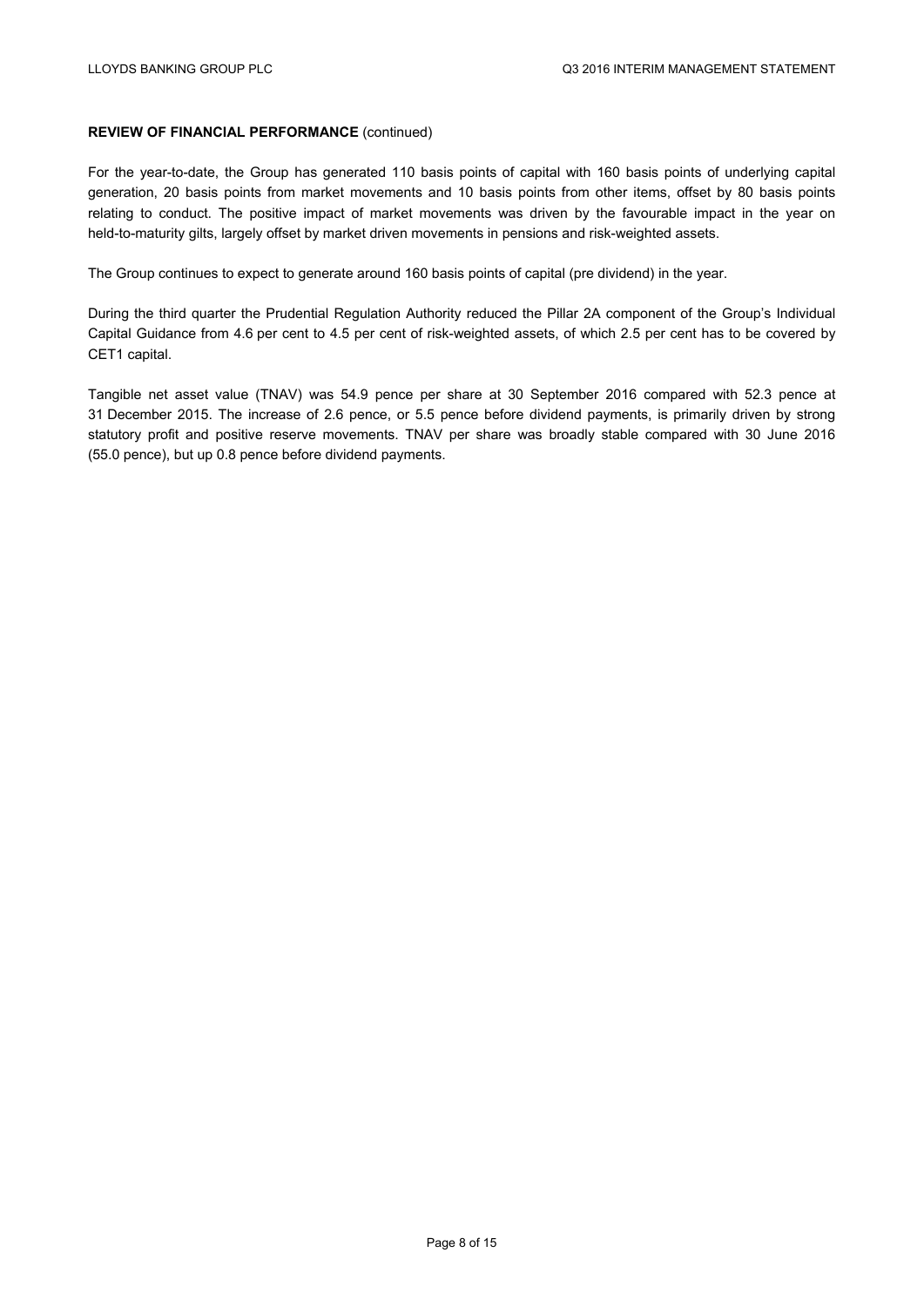**REVIEW OF FINANCIAL PERFORMANCE** (continued)

For the year-to-date, the Group has generated 110 basis points of capital with 160 basis points of underlying capital generation, 20 basis points from market movements and 10 basis points from other items, offset by 80 basis points relating to conduct. The positive impact of market movements was driven by the favourable impact in the year on held-to-maturity gilts, largely offset by market driven movements in pensions and risk-weighted assets.

The Group continues to expect to generate around 160 basis points of capital (pre dividend) in the year.

During the third quarter the Prudential Regulation Authority reduced the Pillar 2A component of the Group's Individual Capital Guidance from 4.6 per cent to 4.5 per cent of risk-weighted assets, of which 2.5 per cent has to be covered by CET1 capital.

Tangible net asset value (TNAV) was 54.9 pence per share at 30 September 2016 compared with 52.3 pence at 31 December 2015. The increase of 2.6 pence, or 5.5 pence before dividend payments, is primarily driven by strong statutory profit and positive reserve movements. TNAV per share was broadly stable compared with 30 June 2016 (55.0 pence), but up 0.8 pence before dividend payments.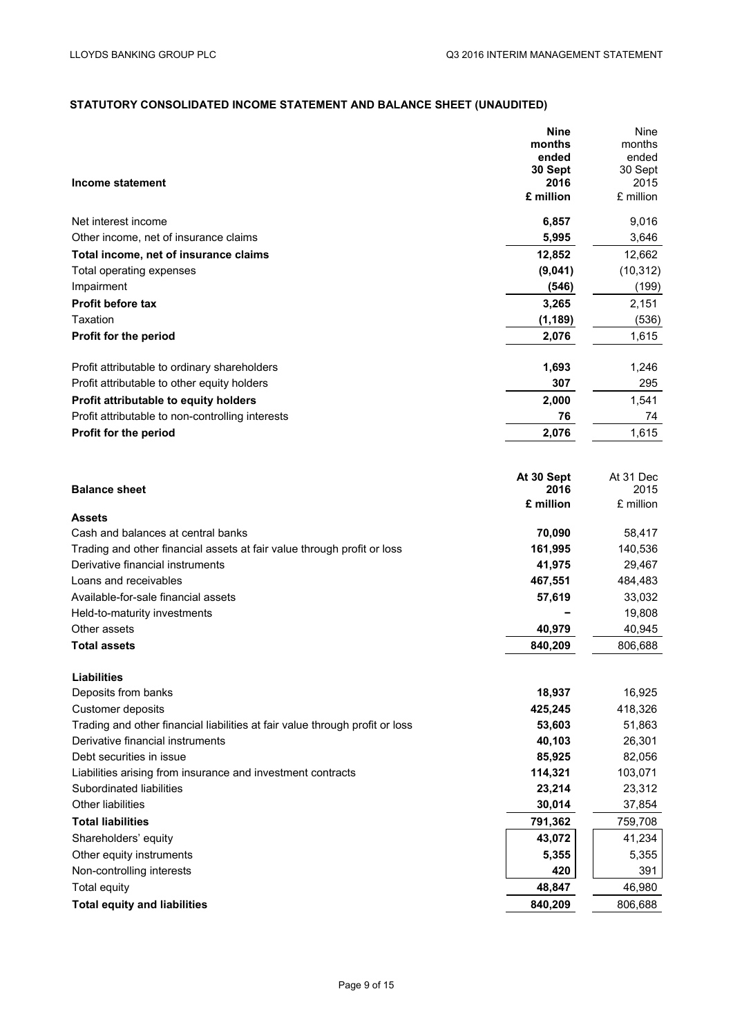## STATUTORY CONSOLIDATED INCOME STATEMENT AND BALANCE SHEET (UNAUDITED)

| Income statement | Nine months ended 30 Sept 2016 £ million | Nine months ended 30 Sept 2015 £ million |
|---|---|---|
| Net interest income | **6,857** | 9,016 |
| Other income, net of insurance claims | **5,995** | 3,646 |
| **Total income, net of insurance claims** | **12,852** | 12,662 |
| Total operating expenses | **(9,041)** | (10,312) |
| Impairment | **(546)** | (199) |
| **Profit before tax** | **3,265** | 2,151 |
| Taxation | **(1,189)** | (536) |
| **Profit for the period** | **2,076** | 1,615 |
| | | |
| Profit attributable to ordinary shareholders | **1,693** | 1,246 |
| Profit attributable to other equity holders | **307** | 295 |
| **Profit attributable to equity holders** | **2,000** | 1,541 |
| Profit attributable to non-controlling interests | **76** | 74 |
| **Profit for the period** | **2,076** | 1,615 |

| Balance sheet | At 30 Sept 2016 £ million | At 31 Dec 2015 £ million |
|---|---|---|
| **Assets** | | |
| Cash and balances at central banks | **70,090** | 58,417 |
| Trading and other financial assets at fair value through profit or loss | **161,995** | 140,536 |
| Derivative financial instruments | **41,975** | 29,467 |
| Loans and receivables | **467,551** | 484,483 |
| Available-for-sale financial assets | **57,619** | 33,032 |
| Held-to-maturity investments | **–** | 19,808 |
| Other assets | **40,979** | 40,945 |
| **Total assets** | **840,209** | 806,688 |
| | | |
| **Liabilities** | | |
| Deposits from banks | **18,937** | 16,925 |
| Customer deposits | **425,245** | 418,326 |
| Trading and other financial liabilities at fair value through profit or loss | **53,603** | 51,863 |
| Derivative financial instruments | **40,103** | 26,301 |
| Debt securities in issue | **85,925** | 82,056 |
| Liabilities arising from insurance and investment contracts | **114,321** | 103,071 |
| Subordinated liabilities | **23,214** | 23,312 |
| Other liabilities | **30,014** | 37,854 |
| **Total liabilities** | **791,362** | 759,708 |
| Shareholders' equity | **43,072** | 41,234 |
| Other equity instruments | **5,355** | 5,355 |
| Non-controlling interests | **420** | 391 |
| Total equity | **48,847** | 46,980 |
| **Total equity and liabilities** | **840,209** | 806,688 |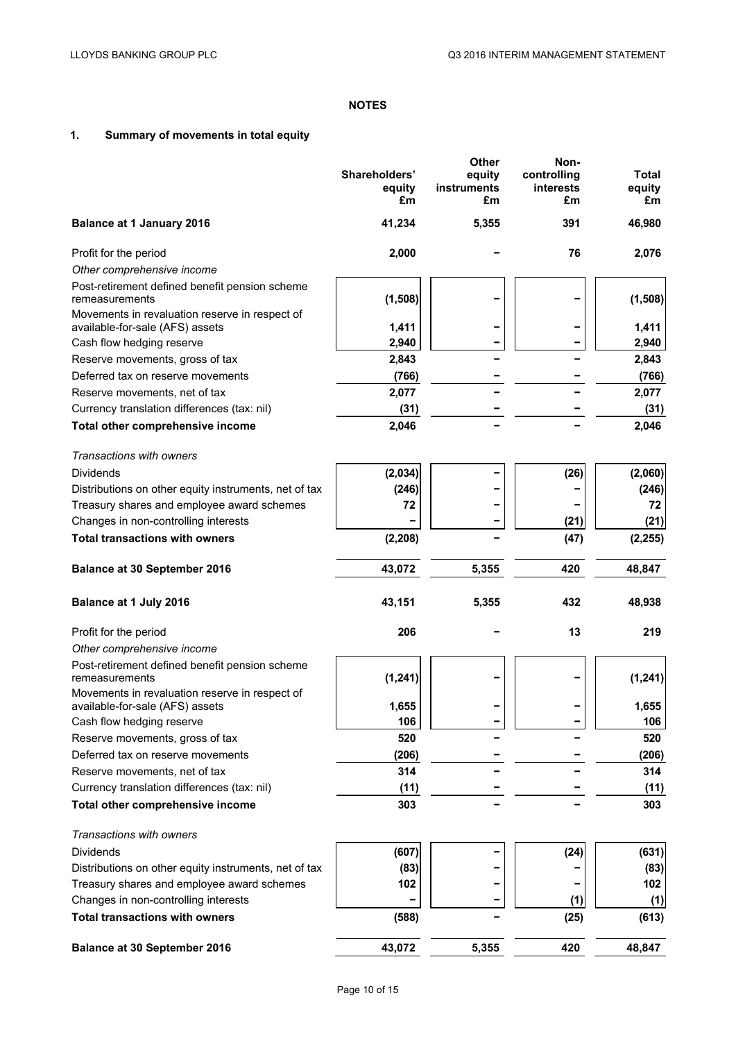## NOTES

### 1. Summary of movements in total equity

| | Shareholders' equity £m | Other equity instruments £m | Non-controlling interests £m | Total equity £m |
|---|---|---|---|---|
| **Balance at 1 January 2016** | **41,234** | **5,355** | **391** | **46,980** |
| Profit for the period | 2,000 | – | 76 | 2,076 |
| *Other comprehensive income* | | | | |
| Post-retirement defined benefit pension scheme remeasurements | (1,508) | – | – | (1,508) |
| Movements in revaluation reserve in respect of available-for-sale (AFS) assets | 1,411 | – | – | 1,411 |
| Cash flow hedging reserve | 2,940 | – | – | 2,940 |
| Reserve movements, gross of tax | 2,843 | – | – | 2,843 |
| Deferred tax on reserve movements | (766) | – | – | (766) |
| Reserve movements, net of tax | 2,077 | – | – | 2,077 |
| Currency translation differences (tax: nil) | (31) | – | – | (31) |
| **Total other comprehensive income** | **2,046** | **–** | **–** | **2,046** |
| *Transactions with owners* | | | | |
| Dividends | (2,034) | – | (26) | (2,060) |
| Distributions on other equity instruments, net of tax | (246) | – | – | (246) |
| Treasury shares and employee award schemes | 72 | – | – | 72 |
| Changes in non-controlling interests | – | – | (21) | (21) |
| **Total transactions with owners** | **(2,208)** | **–** | **(47)** | **(2,255)** |
| **Balance at 30 September 2016** | **43,072** | **5,355** | **420** | **48,847** |

| | Shareholders' equity £m | Other equity instruments £m | Non-controlling interests £m | Total equity £m |
|---|---|---|---|---|
| **Balance at 1 July 2016** | **43,151** | **5,355** | **432** | **48,938** |
| Profit for the period | 206 | – | 13 | 219 |
| *Other comprehensive income* | | | | |
| Post-retirement defined benefit pension scheme remeasurements | (1,241) | – | – | (1,241) |
| Movements in revaluation reserve in respect of available-for-sale (AFS) assets | 1,655 | – | – | 1,655 |
| Cash flow hedging reserve | 106 | – | – | 106 |
| Reserve movements, gross of tax | 520 | – | – | 520 |
| Deferred tax on reserve movements | (206) | – | – | (206) |
| Reserve movements, net of tax | 314 | – | – | 314 |
| Currency translation differences (tax: nil) | (11) | – | – | (11) |
| **Total other comprehensive income** | **303** | **–** | **–** | **303** |
| *Transactions with owners* | | | | |
| Dividends | (607) | – | (24) | (631) |
| Distributions on other equity instruments, net of tax | (83) | – | – | (83) |
| Treasury shares and employee award schemes | 102 | – | – | 102 |
| Changes in non-controlling interests | – | – | (1) | (1) |
| **Total transactions with owners** | **(588)** | **–** | **(25)** | **(613)** |
| **Balance at 30 September 2016** | **43,072** | **5,355** | **420** | **48,847** |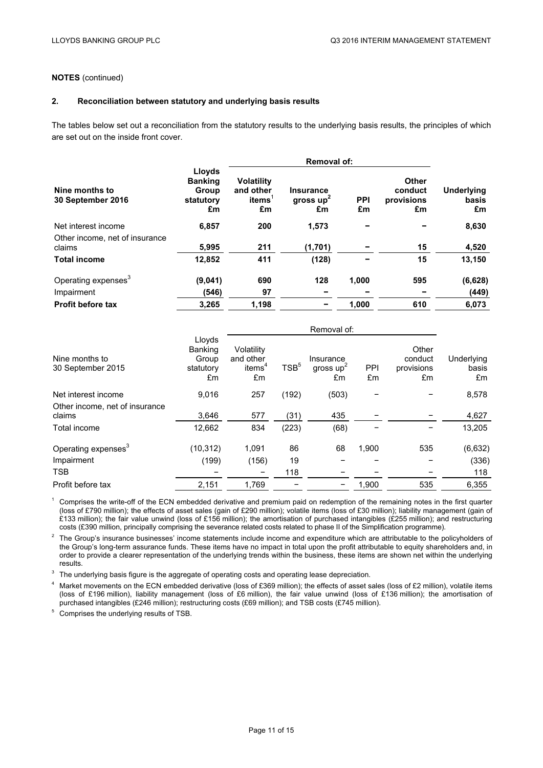**NOTES** (continued)

## 2. Reconciliation between statutory and underlying basis results

The tables below set out a reconciliation from the statutory results to the underlying basis results, the principles of which are set out on the inside front cover.

| **Nine months to 30 September 2016** | **Lloyds Banking Group statutory £m** | **Removal of: Volatility and other items[1] £m** | **Insurance gross up[2] £m** | **PPI £m** | **Other conduct provisions £m** | **Underlying basis £m** |
|---|---|---|---|---|---|---|
| Net interest income | **6,857** | **200** | **1,573** | **–** | **–** | **8,630** |
| Other income, net of insurance claims | **5,995** | **211** | **(1,701)** | **–** | **15** | **4,520** |
| **Total income** | **12,852** | **411** | **(128)** | **–** | **15** | **13,150** |
| Operating expenses[3] | **(9,041)** | **690** | **128** | **1,000** | **595** | **(6,628)** |
| Impairment | **(546)** | **97** | **–** | **–** | **–** | **(449)** |
| **Profit before tax** | **3,265** | **1,198** | **–** | **1,000** | **610** | **6,073** |

| Nine months to 30 September 2015 | Lloyds Banking Group statutory £m | Removal of: Volatility and other items[4] £m | TSB[5] | Insurance gross up[2] £m | PPI £m | Other conduct provisions £m | Underlying basis £m |
|---|---|---|---|---|---|---|---|
| Net interest income | 9,016 | 257 | (192) | (503) | – | – | 8,578 |
| Other income, net of insurance claims | 3,646 | 577 | (31) | 435 | – | – | 4,627 |
| Total income | 12,662 | 834 | (223) | (68) | – | – | 13,205 |
| Operating expenses[3] | (10,312) | 1,091 | 86 | 68 | 1,900 | 535 | (6,632) |
| Impairment | (199) | (156) | 19 | – | – | – | (336) |
| TSB | – | – | 118 | – | – | – | 118 |
| Profit before tax | 2,151 | 1,769 | – | – | 1,900 | 535 | 6,355 |

[1] Comprises the write-off of the ECN embedded derivative and premium paid on redemption of the remaining notes in the first quarter (loss of £790 million); the effects of asset sales (gain of £290 million); volatile items (loss of £30 million); liability management (gain of £133 million); the fair value unwind (loss of £156 million); the amortisation of purchased intangibles (£255 million); and restructuring costs (£390 million, principally comprising the severance related costs related to phase II of the Simplification programme).

[2] The Group's insurance businesses' income statements include income and expenditure which are attributable to the policyholders of the Group's long-term assurance funds. These items have no impact in total upon the profit attributable to equity shareholders and, in order to provide a clearer representation of the underlying trends within the business, these items are shown net within the underlying results.

[3] The underlying basis figure is the aggregate of operating costs and operating lease depreciation.

[4] Market movements on the ECN embedded derivative (loss of £369 million); the effects of asset sales (loss of £2 million), volatile items (loss of £196 million), liability management (loss of £6 million), the fair value unwind (loss of £136 million); the amortisation of purchased intangibles (£246 million); restructuring costs (£69 million); and TSB costs (£745 million).

[5] Comprises the underlying results of TSB.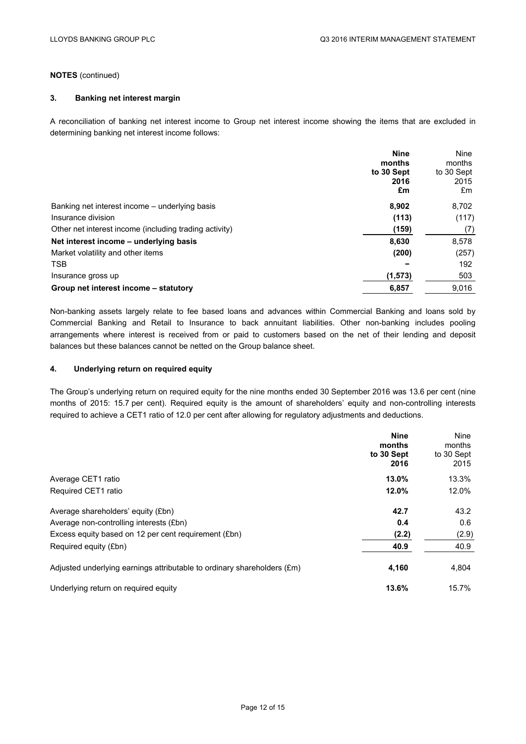**NOTES** (continued)

## 3. Banking net interest margin

A reconciliation of banking net interest income to Group net interest income showing the items that are excluded in determining banking net interest income follows:

| | **Nine months to 30 Sept 2016 £m** | Nine months to 30 Sept 2015 £m |
|---|---|---|
| Banking net interest income – underlying basis | **8,902** | 8,702 |
| Insurance division | **(113)** | (117) |
| Other net interest income (including trading activity) | **(159)** | (7) |
| **Net interest income – underlying basis** | **8,630** | 8,578 |
| Market volatility and other items | **(200)** | (257) |
| TSB | **–** | 192 |
| Insurance gross up | **(1,573)** | 503 |
| **Group net interest income – statutory** | **6,857** | 9,016 |

Non-banking assets largely relate to fee based loans and advances within Commercial Banking and loans sold by Commercial Banking and Retail to Insurance to back annuitant liabilities. Other non-banking includes pooling arrangements where interest is received from or paid to customers based on the net of their lending and deposit balances but these balances cannot be netted on the Group balance sheet.

## 4. Underlying return on required equity

The Group's underlying return on required equity for the nine months ended 30 September 2016 was 13.6 per cent (nine months of 2015: 15.7 per cent). Required equity is the amount of shareholders' equity and non-controlling interests required to achieve a CET1 ratio of 12.0 per cent after allowing for regulatory adjustments and deductions.

| | **Nine months to 30 Sept 2016** | Nine months to 30 Sept 2015 |
|---|---|---|
| Average CET1 ratio | **13.0%** | 13.3% |
| Required CET1 ratio | **12.0%** | 12.0% |
| | | |
| Average shareholders' equity (£bn) | **42.7** | 43.2 |
| Average non-controlling interests (£bn) | **0.4** | 0.6 |
| Excess equity based on 12 per cent requirement (£bn) | **(2.2)** | (2.9) |
| Required equity (£bn) | **40.9** | 40.9 |
| | | |
| Adjusted underlying earnings attributable to ordinary shareholders (£m) | **4,160** | 4,804 |
| | | |
| Underlying return on required equity | **13.6%** | 15.7% |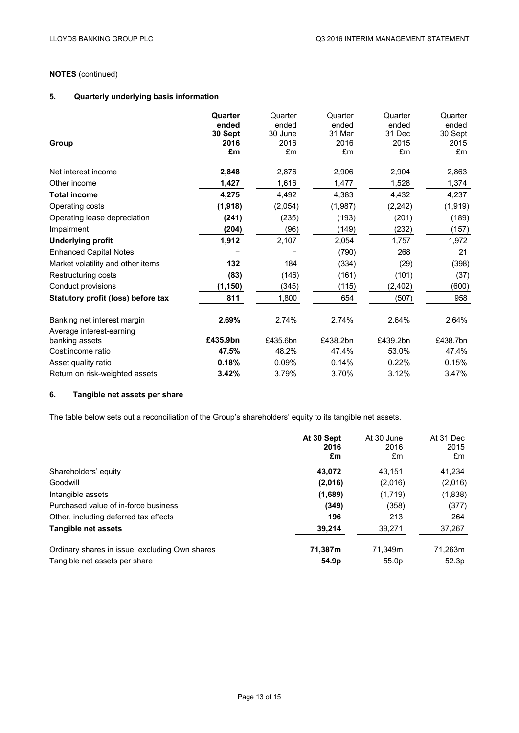**NOTES** (continued)

## 5. Quarterly underlying basis information

| Group | **Quarter ended 30 Sept 2016 £m** | Quarter ended 30 June 2016 £m | Quarter ended 31 Mar 2016 £m | Quarter ended 31 Dec 2015 £m | Quarter ended 30 Sept 2015 £m |
|---|---|---|---|---|---|
| Net interest income | **2,848** | 2,876 | 2,906 | 2,904 | 2,863 |
| Other income | **1,427** | 1,616 | 1,477 | 1,528 | 1,374 |
| **Total income** | **4,275** | 4,492 | 4,383 | 4,432 | 4,237 |
| Operating costs | **(1,918)** | (2,054) | (1,987) | (2,242) | (1,919) |
| Operating lease depreciation | **(241)** | (235) | (193) | (201) | (189) |
| Impairment | **(204)** | (96) | (149) | (232) | (157) |
| **Underlying profit** | **1,912** | 2,107 | 2,054 | 1,757 | 1,972 |
| Enhanced Capital Notes | **–** | – | (790) | 268 | 21 |
| Market volatility and other items | **132** | 184 | (334) | (29) | (398) |
| Restructuring costs | **(83)** | (146) | (161) | (101) | (37) |
| Conduct provisions | **(1,150)** | (345) | (115) | (2,402) | (600) |
| **Statutory profit (loss) before tax** | **811** | 1,800 | 654 | (507) | 958 |
| | | | | | |
| Banking net interest margin | **2.69%** | 2.74% | 2.74% | 2.64% | 2.64% |
| Average interest-earning banking assets | **£435.9bn** | £435.6bn | £438.2bn | £439.2bn | £438.7bn |
| Cost:income ratio | **47.5%** | 48.2% | 47.4% | 53.0% | 47.4% |
| Asset quality ratio | **0.18%** | 0.09% | 0.14% | 0.22% | 0.15% |
| Return on risk-weighted assets | **3.42%** | 3.79% | 3.70% | 3.12% | 3.47% |

## 6. Tangible net assets per share

The table below sets out a reconciliation of the Group's shareholders' equity to its tangible net assets.

| | **At 30 Sept 2016 £m** | At 30 June 2016 £m | At 31 Dec 2015 £m |
|---|---|---|---|
| Shareholders' equity | **43,072** | 43,151 | 41,234 |
| Goodwill | **(2,016)** | (2,016) | (2,016) |
| Intangible assets | **(1,689)** | (1,719) | (1,838) |
| Purchased value of in-force business | **(349)** | (358) | (377) |
| Other, including deferred tax effects | **196** | 213 | 264 |
| **Tangible net assets** | **39,214** | 39,271 | 37,267 |
| | | | |
| Ordinary shares in issue, excluding Own shares | **71,387m** | 71,349m | 71,263m |
| Tangible net assets per share | **54.9p** | 55.0p | 52.3p |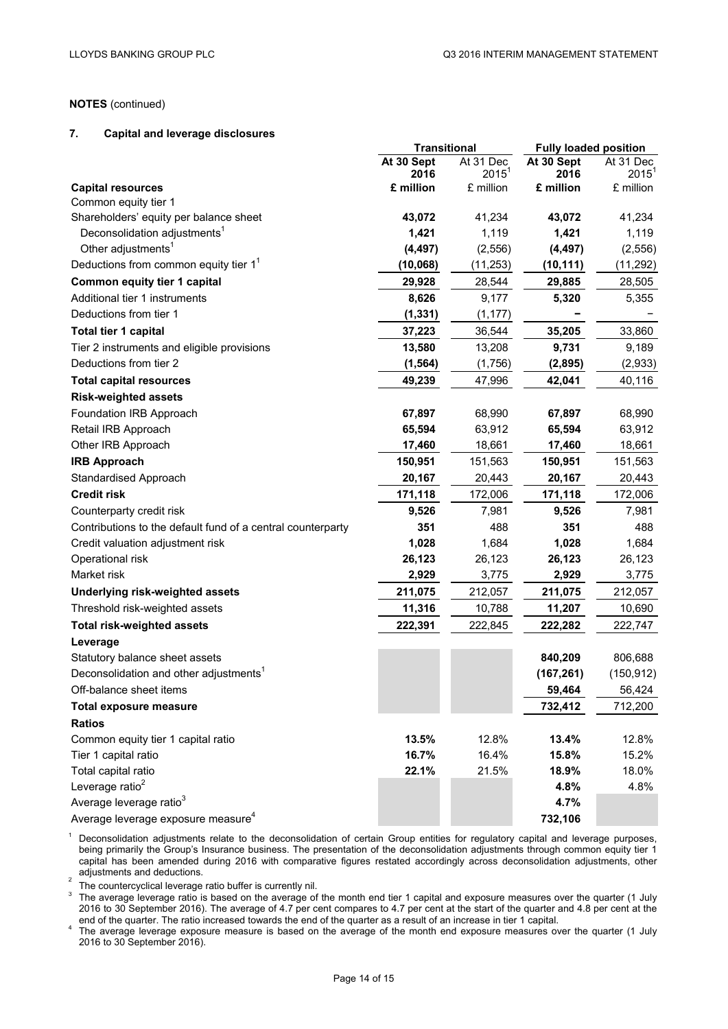**NOTES** (continued)

### 7. Capital and leverage disclosures

| | Transitional | | Fully loaded position | |
|---|---|---|---|---|
| | **At 30 Sept 2016** | At 31 Dec 2015[1] | **At 30 Sept 2016** | At 31 Dec 2015[1] |
| **Capital resources** | **£ million** | £ million | **£ million** | £ million |
| Common equity tier 1 | | | | |
| Shareholders' equity per balance sheet | **43,072** | 41,234 | **43,072** | 41,234 |
| Deconsolidation adjustments[1] | **1,421** | 1,119 | **1,421** | 1,119 |
| Other adjustments[1] | **(4,497)** | (2,556) | **(4,497)** | (2,556) |
| Deductions from common equity tier 1[1] | **(10,068)** | (11,253) | **(10,111)** | (11,292) |
| **Common equity tier 1 capital** | **29,928** | 28,544 | **29,885** | 28,505 |
| Additional tier 1 instruments | **8,626** | 9,177 | **5,320** | 5,355 |
| Deductions from tier 1 | **(1,331)** | (1,177) | **–** | – |
| **Total tier 1 capital** | **37,223** | 36,544 | **35,205** | 33,860 |
| Tier 2 instruments and eligible provisions | **13,580** | 13,208 | **9,731** | 9,189 |
| Deductions from tier 2 | **(1,564)** | (1,756) | **(2,895)** | (2,933) |
| **Total capital resources** | **49,239** | 47,996 | **42,041** | 40,116 |
| **Risk-weighted assets** | | | | |
| Foundation IRB Approach | **67,897** | 68,990 | **67,897** | 68,990 |
| Retail IRB Approach | **65,594** | 63,912 | **65,594** | 63,912 |
| Other IRB Approach | **17,460** | 18,661 | **17,460** | 18,661 |
| **IRB Approach** | **150,951** | 151,563 | **150,951** | 151,563 |
| Standardised Approach | **20,167** | 20,443 | **20,167** | 20,443 |
| **Credit risk** | **171,118** | 172,006 | **171,118** | 172,006 |
| Counterparty credit risk | **9,526** | 7,981 | **9,526** | 7,981 |
| Contributions to the default fund of a central counterparty | **351** | 488 | **351** | 488 |
| Credit valuation adjustment risk | **1,028** | 1,684 | **1,028** | 1,684 |
| Operational risk | **26,123** | 26,123 | **26,123** | 26,123 |
| Market risk | **2,929** | 3,775 | **2,929** | 3,775 |
| **Underlying risk-weighted assets** | **211,075** | 212,057 | **211,075** | 212,057 |
| Threshold risk-weighted assets | **11,316** | 10,788 | **11,207** | 10,690 |
| **Total risk-weighted assets** | **222,391** | 222,845 | **222,282** | 222,747 |
| **Leverage** | | | | |
| Statutory balance sheet assets | | | **840,209** | 806,688 |
| Deconsolidation and other adjustments[1] | | | **(167,261)** | (150,912) |
| Off-balance sheet items | | | **59,464** | 56,424 |
| **Total exposure measure** | | | **732,412** | 712,200 |
| **Ratios** | | | | |
| Common equity tier 1 capital ratio | **13.5%** | 12.8% | **13.4%** | 12.8% |
| Tier 1 capital ratio | **16.7%** | 16.4% | **15.8%** | 15.2% |
| Total capital ratio | **22.1%** | 21.5% | **18.9%** | 18.0% |
| Leverage ratio[2] | | | **4.8%** | 4.8% |
| Average leverage ratio[3] | | | **4.7%** | |
| Average leverage exposure measure[4] | | | **732,106** | |

[1] Deconsolidation adjustments relate to the deconsolidation of certain Group entities for regulatory capital and leverage purposes, being primarily the Group's Insurance business. The presentation of the deconsolidation adjustments through common equity tier 1 capital has been amended during 2016 with comparative figures restated accordingly across deconsolidation adjustments, other adjustments and deductions.

[2] The countercyclical leverage ratio buffer is currently nil.

[3] The average leverage ratio is based on the average of the month end tier 1 capital and exposure measures over the quarter (1 July 2016 to 30 September 2016). The average of 4.7 per cent compares to 4.7 per cent at the start of the quarter and 4.8 per cent at the end of the quarter. The ratio increased towards the end of the quarter as a result of an increase in tier 1 capital.

[4] The average leverage exposure measure is based on the average of the month end exposure measures over the quarter (1 July 2016 to 30 September 2016).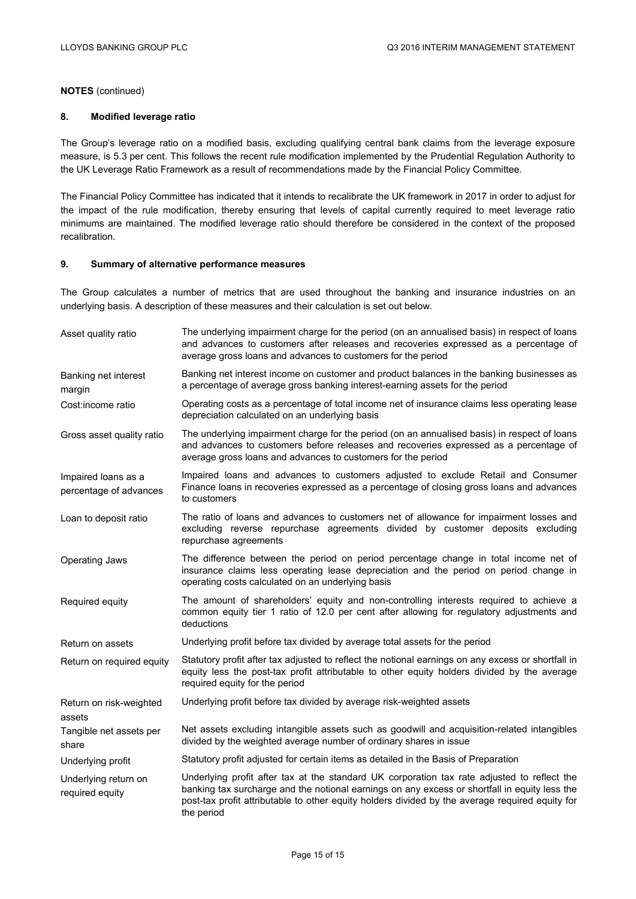**NOTES** (continued)

### 8. Modified leverage ratio

The Group's leverage ratio on a modified basis, excluding qualifying central bank claims from the leverage exposure measure, is 5.3 per cent. This follows the recent rule modification implemented by the Prudential Regulation Authority to the UK Leverage Ratio Framework as a result of recommendations made by the Financial Policy Committee.

The Financial Policy Committee has indicated that it intends to recalibrate the UK framework in 2017 in order to adjust for the impact of the rule modification, thereby ensuring that levels of capital currently required to meet leverage ratio minimums are maintained. The modified leverage ratio should therefore be considered in the context of the proposed recalibration.

### 9. Summary of alternative performance measures

The Group calculates a number of metrics that are used throughout the banking and insurance industries on an underlying basis. A description of these measures and their calculation is set out below.

| | |
|---|---|
| Asset quality ratio | The underlying impairment charge for the period (on an annualised basis) in respect of loans and advances to customers after releases and recoveries expressed as a percentage of average gross loans and advances to customers for the period |
| Banking net interest margin | Banking net interest income on customer and product balances in the banking businesses as a percentage of average gross banking interest-earning assets for the period |
| Cost:income ratio | Operating costs as a percentage of total income net of insurance claims less operating lease depreciation calculated on an underlying basis |
| Gross asset quality ratio | The underlying impairment charge for the period (on an annualised basis) in respect of loans and advances to customers before releases and recoveries expressed as a percentage of average gross loans and advances to customers for the period |
| Impaired loans as a percentage of advances | Impaired loans and advances to customers adjusted to exclude Retail and Consumer Finance loans in recoveries expressed as a percentage of closing gross loans and advances to customers |
| Loan to deposit ratio | The ratio of loans and advances to customers net of allowance for impairment losses and excluding reverse repurchase agreements divided by customer deposits excluding repurchase agreements |
| Operating Jaws | The difference between the period on period percentage change in total income net of insurance claims less operating lease depreciation and the period on period change in operating costs calculated on an underlying basis |
| Required equity | The amount of shareholders' equity and non-controlling interests required to achieve a common equity tier 1 ratio of 12.0 per cent after allowing for regulatory adjustments and deductions |
| Return on assets | Underlying profit before tax divided by average total assets for the period |
| Return on required equity | Statutory profit after tax adjusted to reflect the notional earnings on any excess or shortfall in equity less the post-tax profit attributable to other equity holders divided by the average required equity for the period |
| Return on risk-weighted assets | Underlying profit before tax divided by average risk-weighted assets |
| Tangible net assets per share | Net assets excluding intangible assets such as goodwill and acquisition-related intangibles divided by the weighted average number of ordinary shares in issue |
| Underlying profit | Statutory profit adjusted for certain items as detailed in the Basis of Preparation |
| Underlying return on required equity | Underlying profit after tax at the standard UK corporation tax rate adjusted to reflect the banking tax surcharge and the notional earnings on any excess or shortfall in equity less the post-tax profit attributable to other equity holders divided by the average required equity for the period |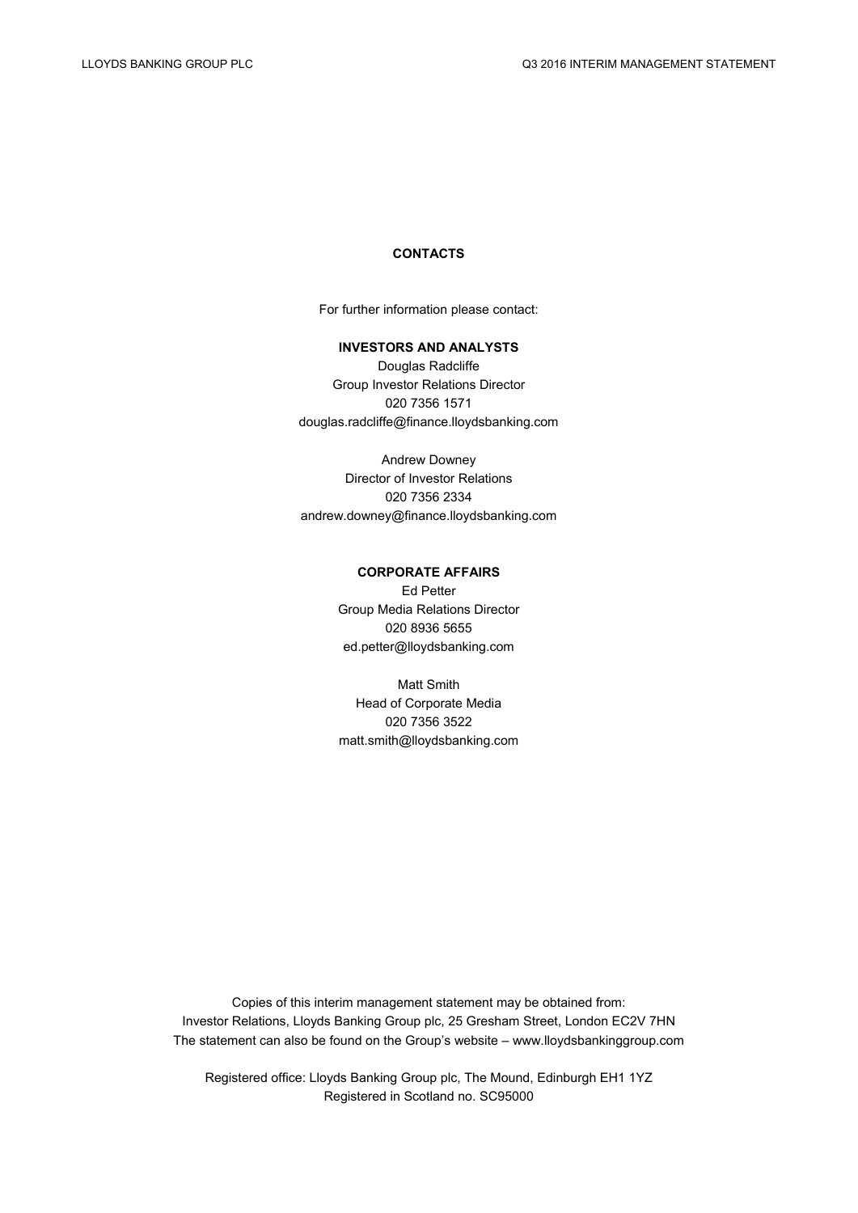## CONTACTS

For further information please contact:

**INVESTORS AND ANALYSTS**

Douglas Radcliffe
Group Investor Relations Director
020 7356 1571
douglas.radcliffe@finance.lloydsbanking.com

Andrew Downey
Director of Investor Relations
020 7356 2334
andrew.downey@finance.lloydsbanking.com

**CORPORATE AFFAIRS**

Ed Petter
Group Media Relations Director
020 8936 5655
ed.petter@lloydsbanking.com

Matt Smith
Head of Corporate Media
020 7356 3522
matt.smith@lloydsbanking.com

Copies of this interim management statement may be obtained from:
Investor Relations, Lloyds Banking Group plc, 25 Gresham Street, London EC2V 7HN
The statement can also be found on the Group's website – www.lloydsbankinggroup.com

Registered office: Lloyds Banking Group plc, The Mound, Edinburgh EH1 1YZ
Registered in Scotland no. SC95000